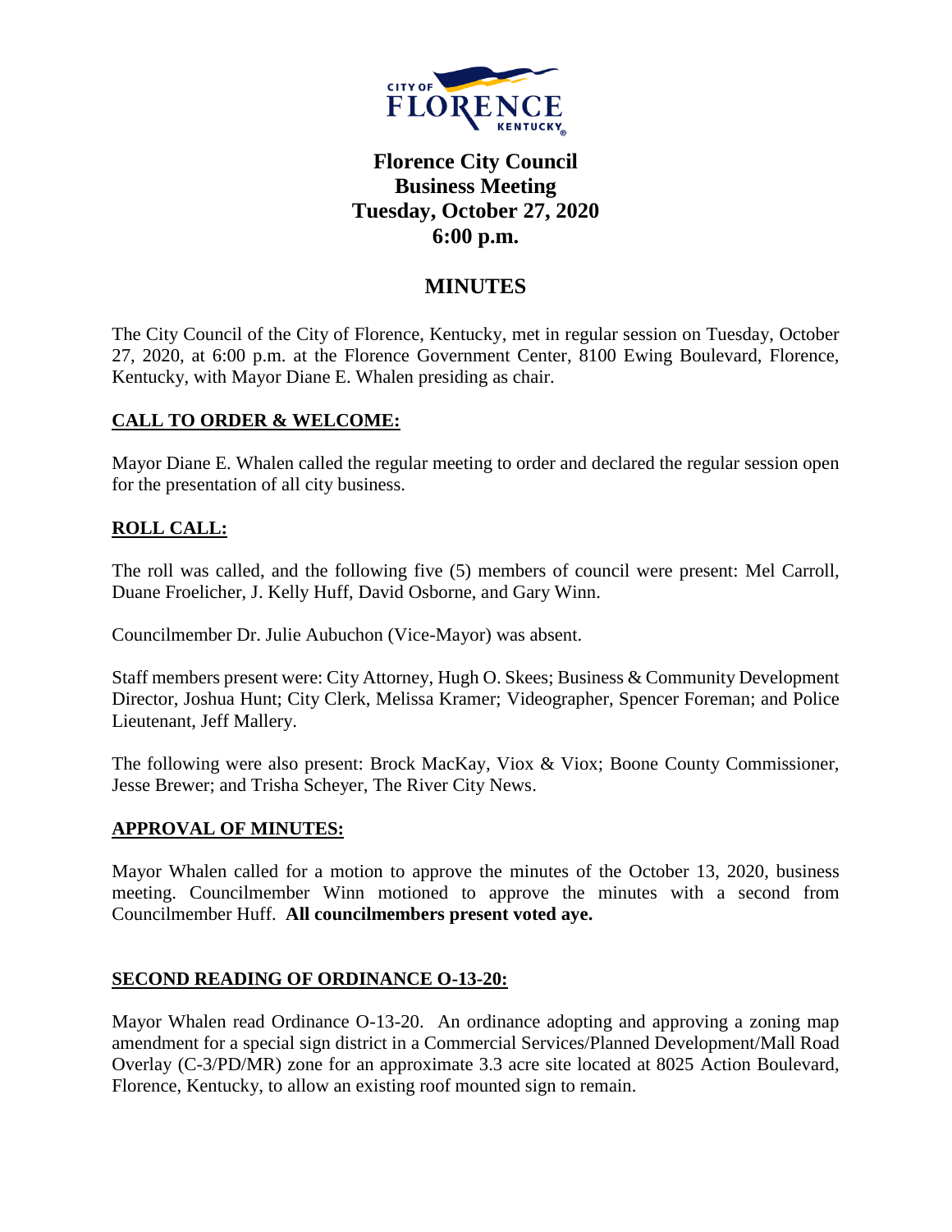# Florence City Council Business Meeting Tuesday, October 27, 2020 6:00 p.m.

## MINUTES

The City Council of the City of Florence, Kentucky, met in regular session on Tuesday, October 27, 2020, at 6:00 p.m. at the Florence Government Center, 8100 Ewing Boulevard, Florence, Kentucky, with Mayor Diane E. Whalen presiding as chair.

**CALL TO ORDER & WELCOME:**

Mayor Diane E. Whalen called the regular meeting to order and declared the regular session open for the presentation of all city business.

**ROLL CALL:**

The roll was called, and the following five (5) members of council were present: Mel Carroll, Duane Froelicher, J. Kelly Huff, David Osborne, and Gary Winn.

Councilmember Dr. Julie Aubuchon (Vice-Mayor) was absent.

Staff members present were: City Attorney, Hugh O. Skees; Business & Community Development Director, Joshua Hunt; City Clerk, Melissa Kramer; Videographer, Spencer Foreman; and Police Lieutenant, Jeff Mallery.

The following were also present: Brock MacKay, Viox & Viox; Boone County Commissioner, Jesse Brewer; and Trisha Scheyer, The River City News.

**APPROVAL OF MINUTES:**

Mayor Whalen called for a motion to approve the minutes of the October 13, 2020, business meeting. Councilmember Winn motioned to approve the minutes with a second from Councilmember Huff. **All councilmembers present voted aye.**

**SECOND READING OF ORDINANCE O-13-20:**

Mayor Whalen read Ordinance O-13-20. An ordinance adopting and approving a zoning map amendment for a special sign district in a Commercial Services/Planned Development/Mall Road Overlay (C-3/PD/MR) zone for an approximate 3.3 acre site located at 8025 Action Boulevard, Florence, Kentucky, to allow an existing roof mounted sign to remain.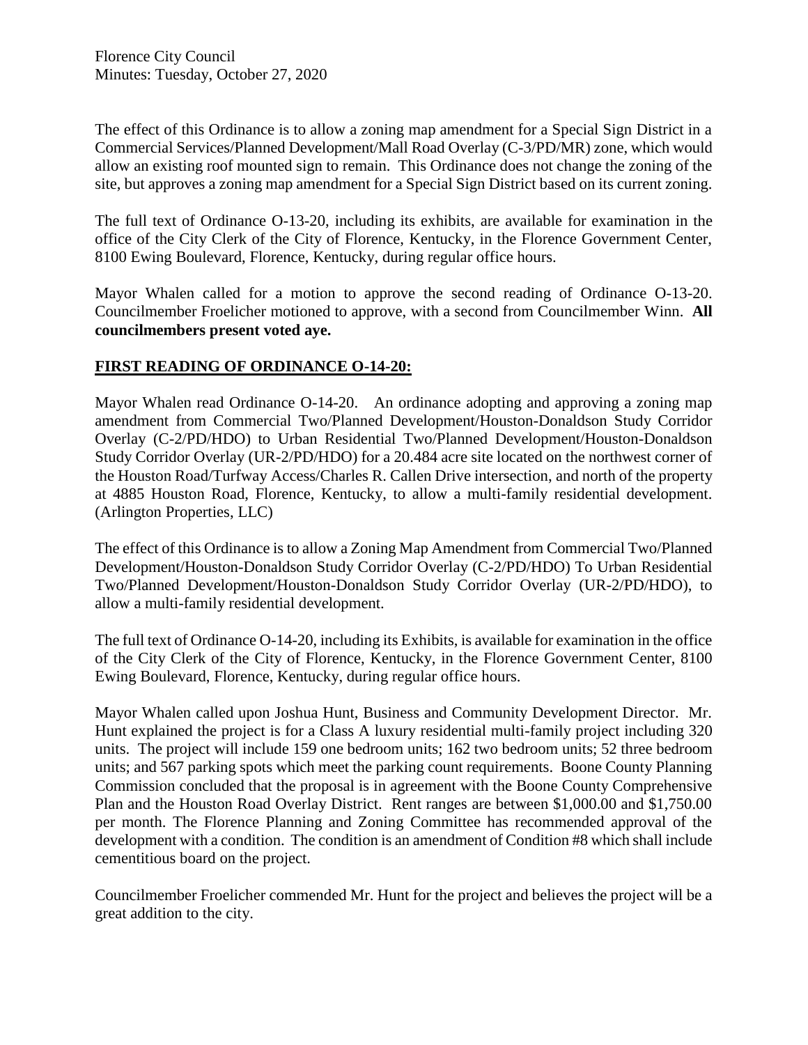The effect of this Ordinance is to allow a zoning map amendment for a Special Sign District in a Commercial Services/Planned Development/Mall Road Overlay (C-3/PD/MR) zone, which would allow an existing roof mounted sign to remain. This Ordinance does not change the zoning of the site, but approves a zoning map amendment for a Special Sign District based on its current zoning.

The full text of Ordinance O-13-20, including its exhibits, are available for examination in the office of the City Clerk of the City of Florence, Kentucky, in the Florence Government Center, 8100 Ewing Boulevard, Florence, Kentucky, during regular office hours.

Mayor Whalen called for a motion to approve the second reading of Ordinance O-13-20. Councilmember Froelicher motioned to approve, with a second from Councilmember Winn. **All councilmembers present voted aye.**

## FIRST READING OF ORDINANCE O-14-20:

Mayor Whalen read Ordinance O-14-20. An ordinance adopting and approving a zoning map amendment from Commercial Two/Planned Development/Houston-Donaldson Study Corridor Overlay (C-2/PD/HDO) to Urban Residential Two/Planned Development/Houston-Donaldson Study Corridor Overlay (UR-2/PD/HDO) for a 20.484 acre site located on the northwest corner of the Houston Road/Turfway Access/Charles R. Callen Drive intersection, and north of the property at 4885 Houston Road, Florence, Kentucky, to allow a multi-family residential development. (Arlington Properties, LLC)

The effect of this Ordinance is to allow a Zoning Map Amendment from Commercial Two/Planned Development/Houston-Donaldson Study Corridor Overlay (C-2/PD/HDO) To Urban Residential Two/Planned Development/Houston-Donaldson Study Corridor Overlay (UR-2/PD/HDO), to allow a multi-family residential development.

The full text of Ordinance O-14-20, including its Exhibits, is available for examination in the office of the City Clerk of the City of Florence, Kentucky, in the Florence Government Center, 8100 Ewing Boulevard, Florence, Kentucky, during regular office hours.

Mayor Whalen called upon Joshua Hunt, Business and Community Development Director. Mr. Hunt explained the project is for a Class A luxury residential multi-family project including 320 units. The project will include 159 one bedroom units; 162 two bedroom units; 52 three bedroom units; and 567 parking spots which meet the parking count requirements. Boone County Planning Commission concluded that the proposal is in agreement with the Boone County Comprehensive Plan and the Houston Road Overlay District. Rent ranges are between $1,000.00 and $1,750.00 per month. The Florence Planning and Zoning Committee has recommended approval of the development with a condition. The condition is an amendment of Condition #8 which shall include cementitious board on the project.

Councilmember Froelicher commended Mr. Hunt for the project and believes the project will be a great addition to the city.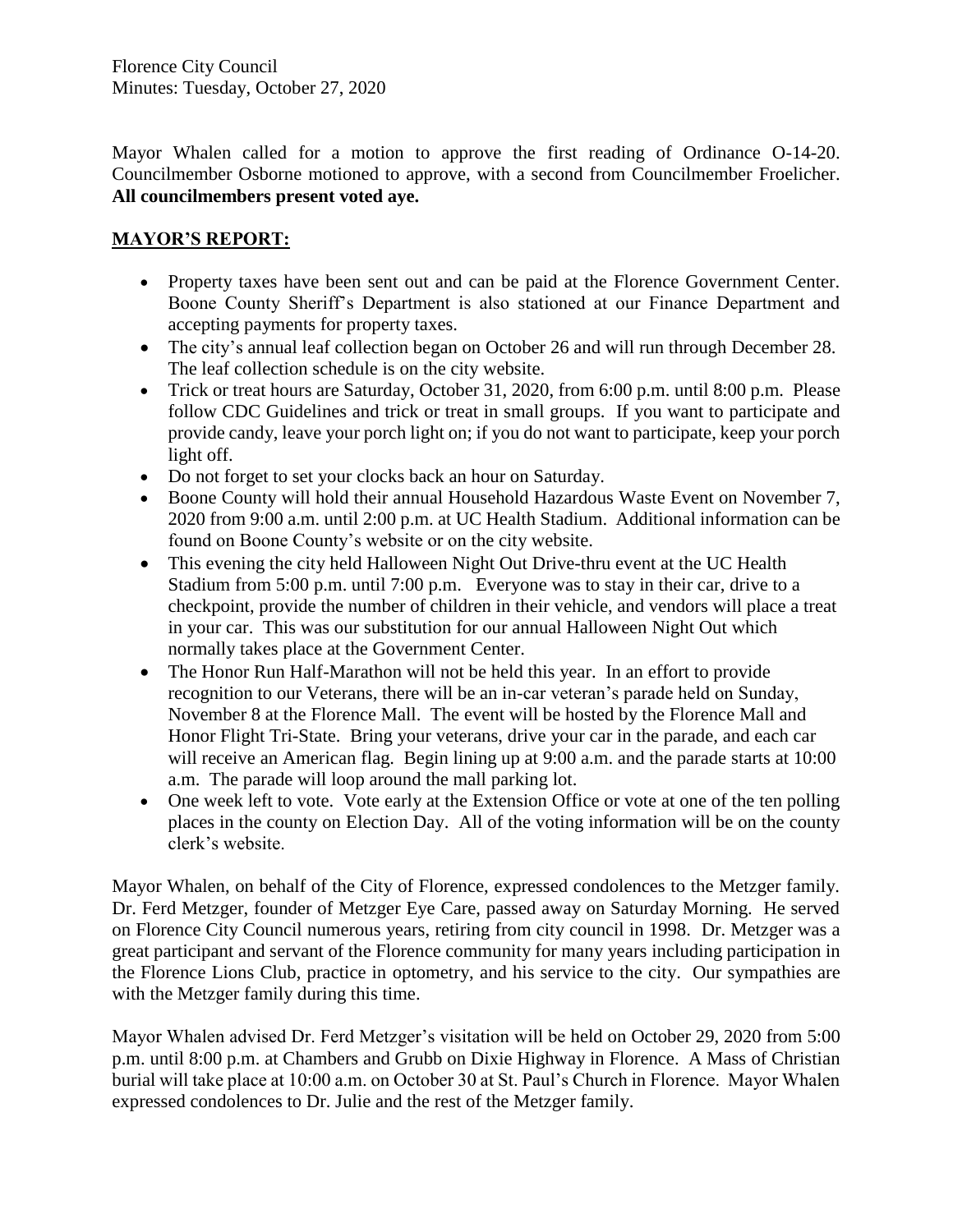Mayor Whalen called for a motion to approve the first reading of Ordinance O-14-20. Councilmember Osborne motioned to approve, with a second from Councilmember Froelicher. **All councilmembers present voted aye.**

## MAYOR'S REPORT:

- Property taxes have been sent out and can be paid at the Florence Government Center. Boone County Sheriff's Department is also stationed at our Finance Department and accepting payments for property taxes.
- The city's annual leaf collection began on October 26 and will run through December 28. The leaf collection schedule is on the city website.
- Trick or treat hours are Saturday, October 31, 2020, from 6:00 p.m. until 8:00 p.m. Please follow CDC Guidelines and trick or treat in small groups. If you want to participate and provide candy, leave your porch light on; if you do not want to participate, keep your porch light off.
- Do not forget to set your clocks back an hour on Saturday.
- Boone County will hold their annual Household Hazardous Waste Event on November 7, 2020 from 9:00 a.m. until 2:00 p.m. at UC Health Stadium. Additional information can be found on Boone County's website or on the city website.
- This evening the city held Halloween Night Out Drive-thru event at the UC Health Stadium from 5:00 p.m. until 7:00 p.m. Everyone was to stay in their car, drive to a checkpoint, provide the number of children in their vehicle, and vendors will place a treat in your car. This was our substitution for our annual Halloween Night Out which normally takes place at the Government Center.
- The Honor Run Half-Marathon will not be held this year. In an effort to provide recognition to our Veterans, there will be an in-car veteran's parade held on Sunday, November 8 at the Florence Mall. The event will be hosted by the Florence Mall and Honor Flight Tri-State. Bring your veterans, drive your car in the parade, and each car will receive an American flag. Begin lining up at 9:00 a.m. and the parade starts at 10:00 a.m. The parade will loop around the mall parking lot.
- One week left to vote. Vote early at the Extension Office or vote at one of the ten polling places in the county on Election Day. All of the voting information will be on the county clerk's website.

Mayor Whalen, on behalf of the City of Florence, expressed condolences to the Metzger family. Dr. Ferd Metzger, founder of Metzger Eye Care, passed away on Saturday Morning. He served on Florence City Council numerous years, retiring from city council in 1998. Dr. Metzger was a great participant and servant of the Florence community for many years including participation in the Florence Lions Club, practice in optometry, and his service to the city. Our sympathies are with the Metzger family during this time.

Mayor Whalen advised Dr. Ferd Metzger's visitation will be held on October 29, 2020 from 5:00 p.m. until 8:00 p.m. at Chambers and Grubb on Dixie Highway in Florence. A Mass of Christian burial will take place at 10:00 a.m. on October 30 at St. Paul's Church in Florence. Mayor Whalen expressed condolences to Dr. Julie and the rest of the Metzger family.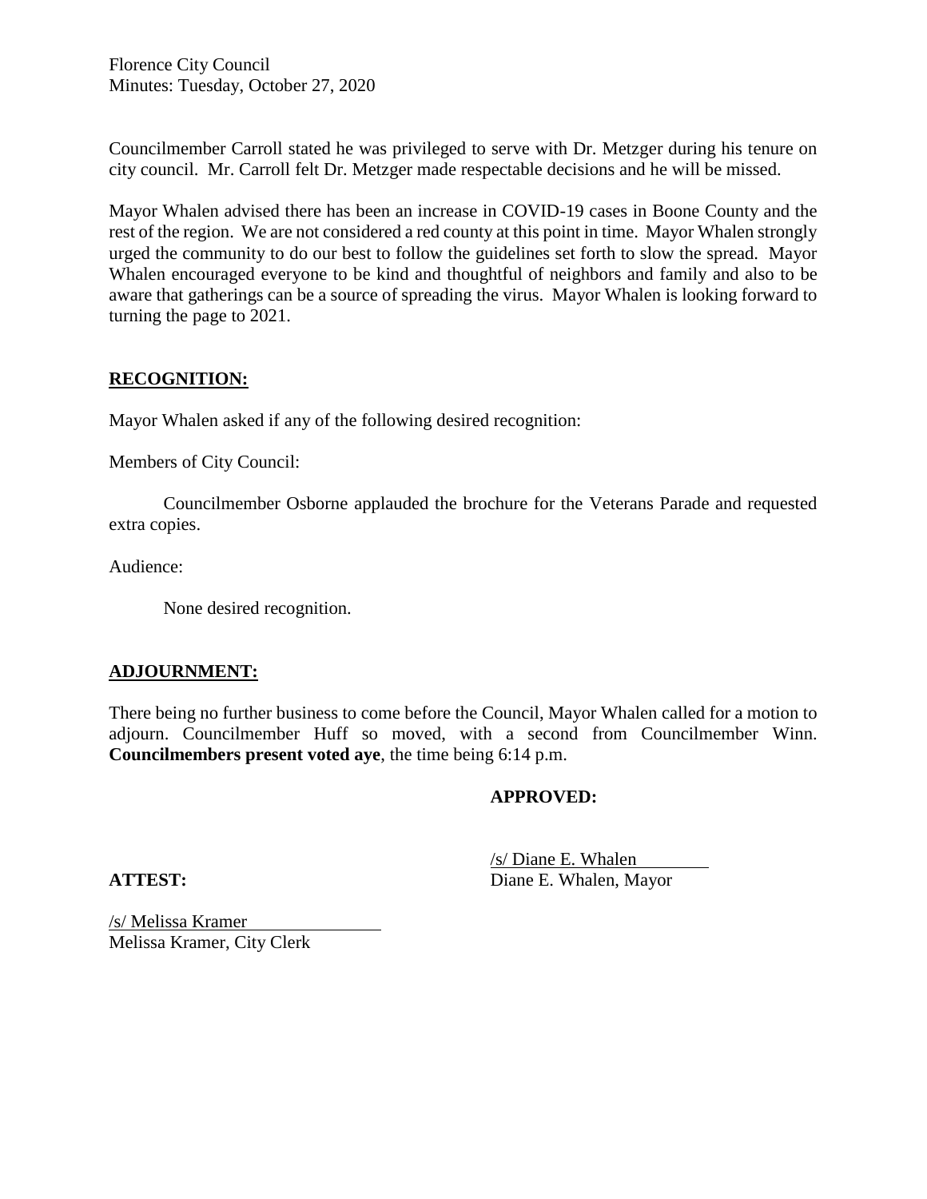Councilmember Carroll stated he was privileged to serve with Dr. Metzger during his tenure on city council. Mr. Carroll felt Dr. Metzger made respectable decisions and he will be missed.

Mayor Whalen advised there has been an increase in COVID-19 cases in Boone County and the rest of the region. We are not considered a red county at this point in time. Mayor Whalen strongly urged the community to do our best to follow the guidelines set forth to slow the spread. Mayor Whalen encouraged everyone to be kind and thoughtful of neighbors and family and also to be aware that gatherings can be a source of spreading the virus. Mayor Whalen is looking forward to turning the page to 2021.

## RECOGNITION:

Mayor Whalen asked if any of the following desired recognition:

Members of City Council:

Councilmember Osborne applauded the brochure for the Veterans Parade and requested extra copies.

Audience:

None desired recognition.

## ADJOURNMENT:

There being no further business to come before the Council, Mayor Whalen called for a motion to adjourn. Councilmember Huff so moved, with a second from Councilmember Winn. **Councilmembers present voted aye**, the time being 6:14 p.m.

**APPROVED:**

/s/ Diane E. Whalen
Diane E. Whalen, Mayor

**ATTEST:**

/s/ Melissa Kramer
Melissa Kramer, City Clerk